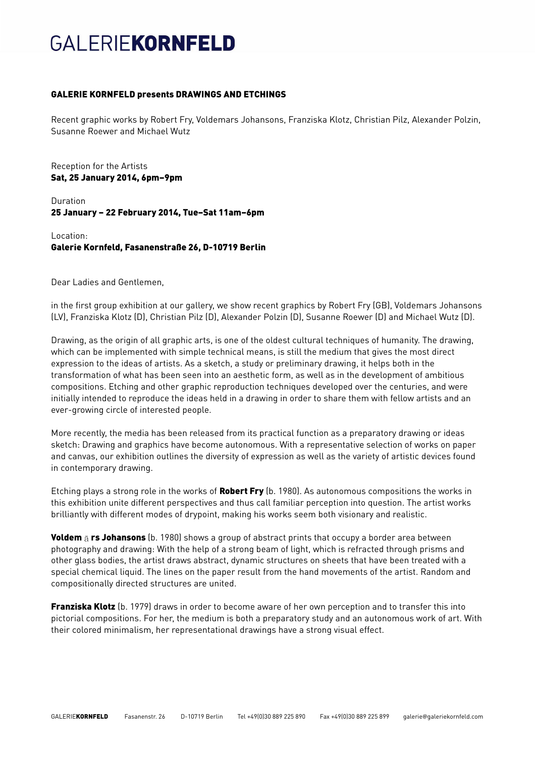# GALERIE**KORNFELD**

**GALERIE KORNFELD presents DRAWINGS AND ETCHINGS**

Recent graphic works by Robert Fry, Voldemars Johansons, Franziska Klotz, Christian Pilz, Alexander Polzin, Susanne Roewer and Michael Wutz

Reception for the Artists
**Sat, 25 January 2014, 6pm–9pm**

Duration
**25 January – 22 February 2014, Tue–Sat 11am–6pm**

Location:
**Galerie Kornfeld, Fasanenstraße 26, D-10719 Berlin**

Dear Ladies and Gentlemen,

in the first group exhibition at our gallery, we show recent graphics by Robert Fry (GB), Voldemars Johansons (LV), Franziska Klotz (D), Christian Pilz (D), Alexander Polzin (D), Susanne Roewer (D) and Michael Wutz (D).

Drawing, as the origin of all graphic arts, is one of the oldest cultural techniques of humanity. The drawing, which can be implemented with simple technical means, is still the medium that gives the most direct expression to the ideas of artists. As a sketch, a study or preliminary drawing, it helps both in the transformation of what has been seen into an aesthetic form, as well as in the development of ambitious compositions. Etching and other graphic reproduction techniques developed over the centuries, and were initially intended to reproduce the ideas held in a drawing in order to share them with fellow artists and an ever-growing circle of interested people.

More recently, the media has been released from its practical function as a preparatory drawing or ideas sketch: Drawing and graphics have become autonomous. With a representative selection of works on paper and canvas, our exhibition outlines the diversity of expression as well as the variety of artistic devices found in contemporary drawing.

Etching plays a strong role in the works of **Robert Fry** (b. 1980). As autonomous compositions the works in this exhibition unite different perspectives and thus call familiar perception into question. The artist works brilliantly with different modes of drypoint, making his works seem both visionary and realistic.

**Voldemārs Johansons** (b. 1980) shows a group of abstract prints that occupy a border area between photography and drawing: With the help of a strong beam of light, which is refracted through prisms and other glass bodies, the artist draws abstract, dynamic structures on sheets that have been treated with a special chemical liquid. The lines on the paper result from the hand movements of the artist. Random and compositionally directed structures are united.

**Franziska Klotz** (b. 1979) draws in order to become aware of her own perception and to transfer this into pictorial compositions. For her, the medium is both a preparatory study and an autonomous work of art. With their colored minimalism, her representational drawings have a strong visual effect.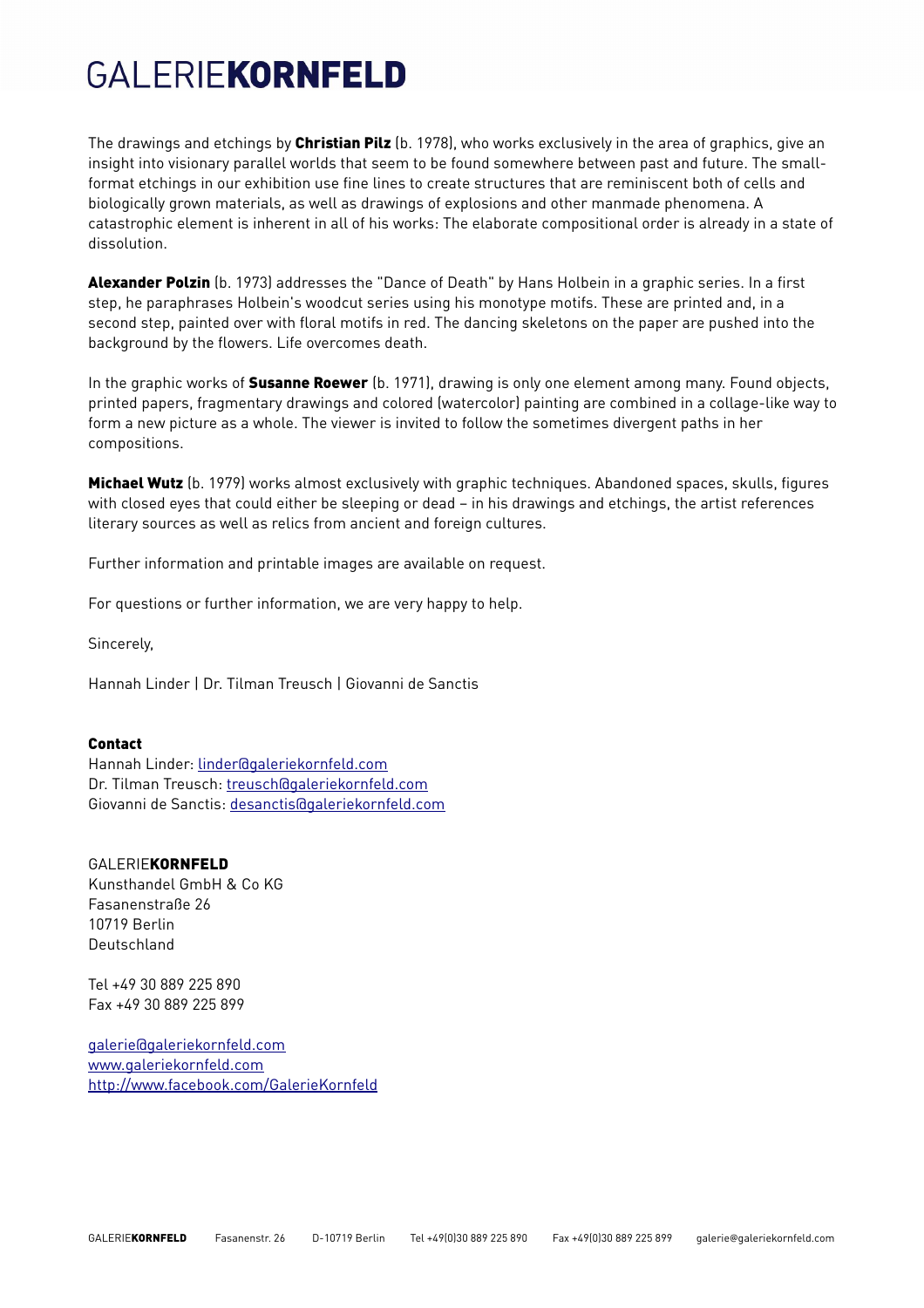The drawings and etchings by **Christian Pilz** (b. 1978), who works exclusively in the area of graphics, give an insight into visionary parallel worlds that seem to be found somewhere between past and future. The small-format etchings in our exhibition use fine lines to create structures that are reminiscent both of cells and biologically grown materials, as well as drawings of explosions and other manmade phenomena. A catastrophic element is inherent in all of his works: The elaborate compositional order is already in a state of dissolution.

**Alexander Polzin** (b. 1973) addresses the "Dance of Death" by Hans Holbein in a graphic series. In a first step, he paraphrases Holbein's woodcut series using his monotype motifs. These are printed and, in a second step, painted over with floral motifs in red. The dancing skeletons on the paper are pushed into the background by the flowers. Life overcomes death.

In the graphic works of **Susanne Roewer** (b. 1971), drawing is only one element among many. Found objects, printed papers, fragmentary drawings and colored (watercolor) painting are combined in a collage-like way to form a new picture as a whole. The viewer is invited to follow the sometimes divergent paths in her compositions.

**Michael Wutz** (b. 1979) works almost exclusively with graphic techniques. Abandoned spaces, skulls, figures with closed eyes that could either be sleeping or dead – in his drawings and etchings, the artist references literary sources as well as relics from ancient and foreign cultures.

Further information and printable images are available on request.

For questions or further information, we are very happy to help.

Sincerely,

Hannah Linder | Dr. Tilman Treusch | Giovanni de Sanctis

**Contact**
Hannah Linder: linder@galeriekornfeld.com
Dr. Tilman Treusch: treusch@galeriekornfeld.com
Giovanni de Sanctis: desanctis@galeriekornfeld.com

GALERIE**KORNFELD**
Kunsthandel GmbH & Co KG
Fasanenstraße 26
10719 Berlin
Deutschland

Tel +49 30 889 225 890
Fax +49 30 889 225 899

galerie@galeriekornfeld.com
www.galeriekornfeld.com
http://www.facebook.com/GalerieKornfeld